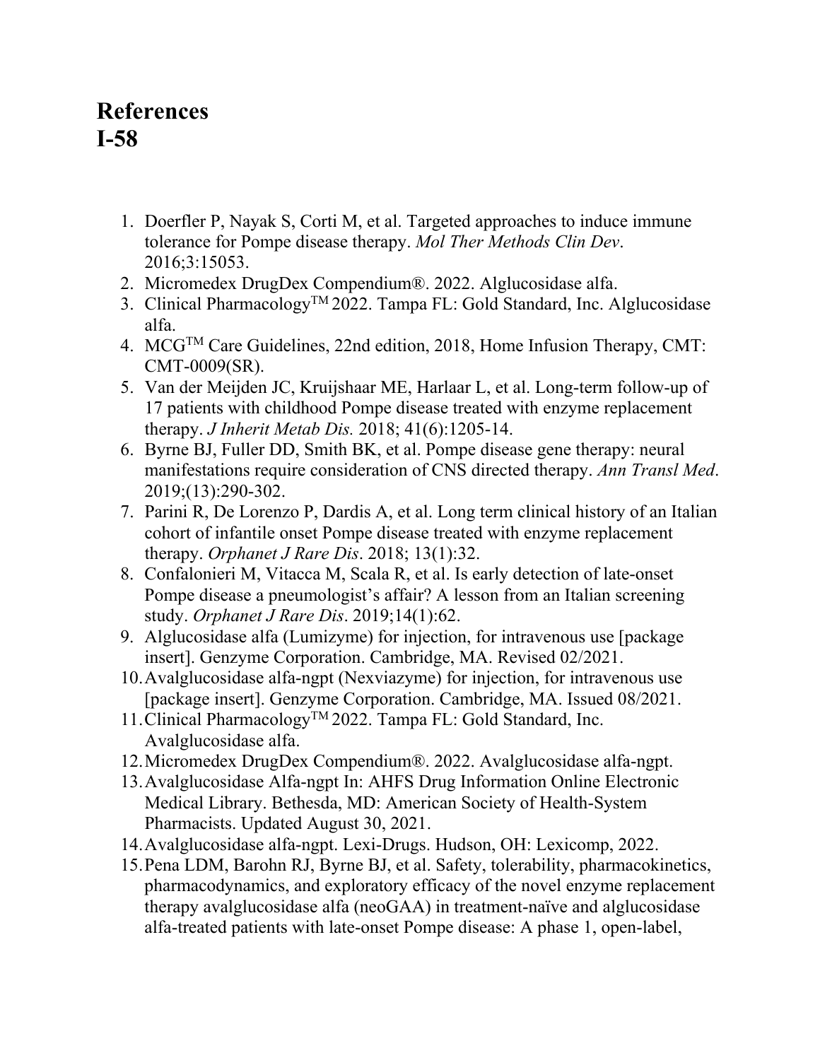# References
# I-58

1. Doerfler P, Nayak S, Corti M, et al. Targeted approaches to induce immune tolerance for Pompe disease therapy. *Mol Ther Methods Clin Dev*. 2016;3:15053.
2. Micromedex DrugDex Compendium®. 2022. Alglucosidase alfa.
3. Clinical Pharmacology™ 2022. Tampa FL: Gold Standard, Inc. Alglucosidase alfa.
4. MCG™ Care Guidelines, 22nd edition, 2018, Home Infusion Therapy, CMT: CMT-0009(SR).
5. Van der Meijden JC, Kruijshaar ME, Harlaar L, et al. Long-term follow-up of 17 patients with childhood Pompe disease treated with enzyme replacement therapy. *J Inherit Metab Dis.* 2018; 41(6):1205-14.
6. Byrne BJ, Fuller DD, Smith BK, et al. Pompe disease gene therapy: neural manifestations require consideration of CNS directed therapy. *Ann Transl Med*. 2019;(13):290-302.
7. Parini R, De Lorenzo P, Dardis A, et al. Long term clinical history of an Italian cohort of infantile onset Pompe disease treated with enzyme replacement therapy. *Orphanet J Rare Dis*. 2018; 13(1):32.
8. Confalonieri M, Vitacca M, Scala R, et al. Is early detection of late-onset Pompe disease a pneumologist's affair? A lesson from an Italian screening study. *Orphanet J Rare Dis*. 2019;14(1):62.
9. Alglucosidase alfa (Lumizyme) for injection, for intravenous use [package insert]. Genzyme Corporation. Cambridge, MA. Revised 02/2021.
10. Avalglucosidase alfa-ngpt (Nexviazyme) for injection, for intravenous use [package insert]. Genzyme Corporation. Cambridge, MA. Issued 08/2021.
11. Clinical Pharmacology™ 2022. Tampa FL: Gold Standard, Inc. Avalglucosidase alfa.
12. Micromedex DrugDex Compendium®. 2022. Avalglucosidase alfa-ngpt.
13. Avalglucosidase Alfa-ngpt In: AHFS Drug Information Online Electronic Medical Library. Bethesda, MD: American Society of Health-System Pharmacists. Updated August 30, 2021.
14. Avalglucosidase alfa-ngpt. Lexi-Drugs. Hudson, OH: Lexicomp, 2022.
15. Pena LDM, Barohn RJ, Byrne BJ, et al. Safety, tolerability, pharmacokinetics, pharmacodynamics, and exploratory efficacy of the novel enzyme replacement therapy avalglucosidase alfa (neoGAA) in treatment-naïve and alglucosidase alfa-treated patients with late-onset Pompe disease: A phase 1, open-label,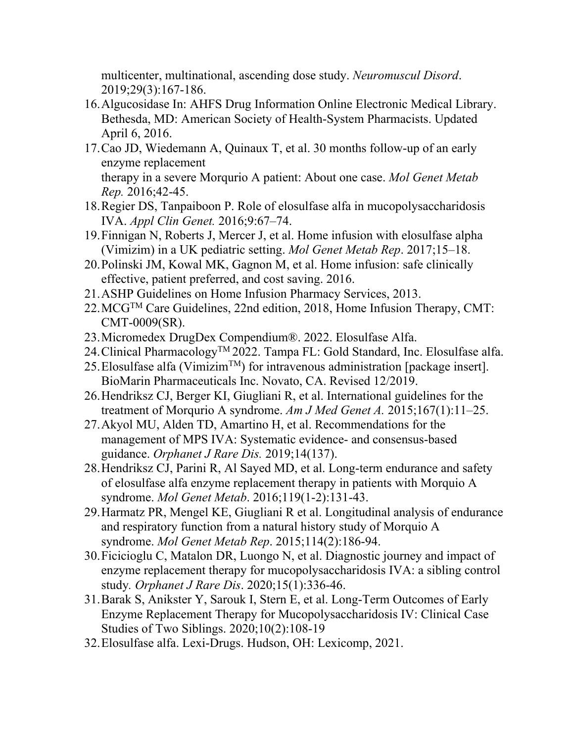multicenter, multinational, ascending dose study. *Neuromuscul Disord*. 2019;29(3):167-186.

16. Algucosidase In: AHFS Drug Information Online Electronic Medical Library. Bethesda, MD: American Society of Health-System Pharmacists. Updated April 6, 2016.
17. Cao JD, Wiedemann A, Quinaux T, et al. 30 months follow-up of an early enzyme replacement therapy in a severe Morqurio A patient: About one case. *Mol Genet Metab Rep.* 2016;42-45.
18. Regier DS, Tanpaiboon P. Role of elosulfase alfa in mucopolysaccharidosis IVA. *Appl Clin Genet.* 2016;9:67–74.
19. Finnigan N, Roberts J, Mercer J, et al. Home infusion with elosulfase alpha (Vimizim) in a UK pediatric setting. *Mol Genet Metab Rep*. 2017;15–18.
20. Polinski JM, Kowal MK, Gagnon M, et al. Home infusion: safe clinically effective, patient preferred, and cost saving. 2016.
21. ASHP Guidelines on Home Infusion Pharmacy Services, 2013.
22. MCG™ Care Guidelines, 22nd edition, 2018, Home Infusion Therapy, CMT: CMT-0009(SR).
23. Micromedex DrugDex Compendium®. 2022. Elosulfase Alfa.
24. Clinical Pharmacology™ 2022. Tampa FL: Gold Standard, Inc. Elosulfase alfa.
25. Elosulfase alfa (Vimizim™) for intravenous administration [package insert]. BioMarin Pharmaceuticals Inc. Novato, CA. Revised 12/2019.
26. Hendriksz CJ, Berger KI, Giugliani R, et al. International guidelines for the treatment of Morqurio A syndrome. *Am J Med Genet A.* 2015;167(1):11–25.
27. Akyol MU, Alden TD, Amartino H, et al. Recommendations for the management of MPS IVA: Systematic evidence- and consensus-based guidance. *Orphanet J Rare Dis.* 2019;14(137).
28. Hendriksz CJ, Parini R, Al Sayed MD, et al. Long-term endurance and safety of elosulfase alfa enzyme replacement therapy in patients with Morquio A syndrome. *Mol Genet Metab*. 2016;119(1-2):131-43.
29. Harmatz PR, Mengel KE, Giugliani R et al. Longitudinal analysis of endurance and respiratory function from a natural history study of Morquio A syndrome. *Mol Genet Metab Rep*. 2015;114(2):186-94.
30. Ficicioglu C, Matalon DR, Luongo N, et al. Diagnostic journey and impact of enzyme replacement therapy for mucopolysaccharidosis IVA: a sibling control study. *Orphanet J Rare Dis*. 2020;15(1):336-46.
31. Barak S, Anikster Y, Sarouk I, Stern E, et al. Long-Term Outcomes of Early Enzyme Replacement Therapy for Mucopolysaccharidosis IV: Clinical Case Studies of Two Siblings. 2020;10(2):108-19
32. Elosulfase alfa. Lexi-Drugs. Hudson, OH: Lexicomp, 2021.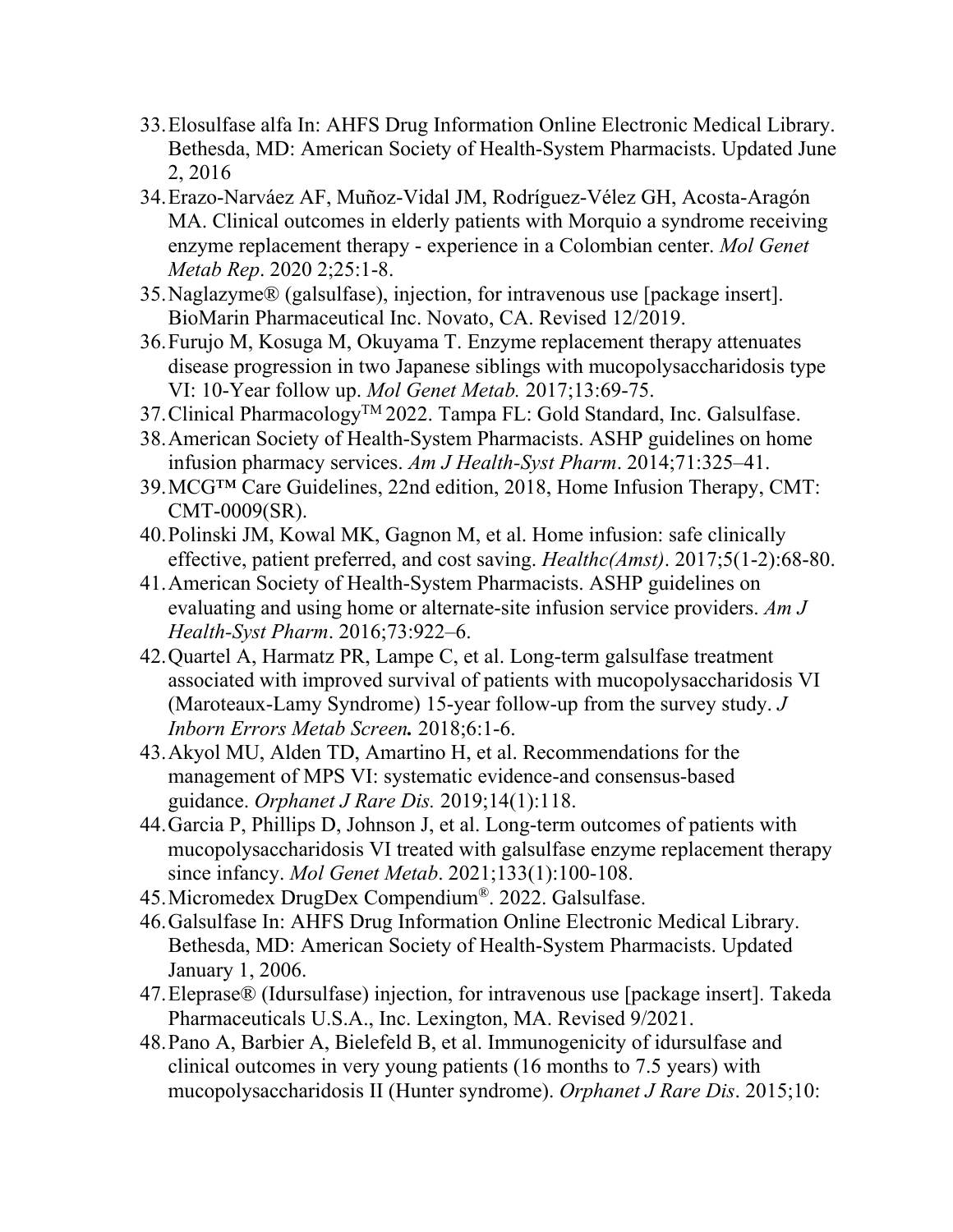33. Elosulfase alfa In: AHFS Drug Information Online Electronic Medical Library. Bethesda, MD: American Society of Health-System Pharmacists. Updated June 2, 2016
34. Erazo-Narváez AF, Muñoz-Vidal JM, Rodríguez-Vélez GH, Acosta-Aragón MA. Clinical outcomes in elderly patients with Morquio a syndrome receiving enzyme replacement therapy - experience in a Colombian center. *Mol Genet Metab Rep*. 2020 2;25:1-8.
35. Naglazyme® (galsulfase), injection, for intravenous use [package insert]. BioMarin Pharmaceutical Inc. Novato, CA. Revised 12/2019.
36. Furujo M, Kosuga M, Okuyama T. Enzyme replacement therapy attenuates disease progression in two Japanese siblings with mucopolysaccharidosis type VI: 10-Year follow up. *Mol Genet Metab.* 2017;13:69-75.
37. Clinical Pharmacology™ 2022. Tampa FL: Gold Standard, Inc. Galsulfase.
38. American Society of Health-System Pharmacists. ASHP guidelines on home infusion pharmacy services. *Am J Health-Syst Pharm*. 2014;71:325–41.
39. MCG™ Care Guidelines, 22nd edition, 2018, Home Infusion Therapy, CMT: CMT-0009(SR).
40. Polinski JM, Kowal MK, Gagnon M, et al. Home infusion: safe clinically effective, patient preferred, and cost saving. *Healthc(Amst)*. 2017;5(1-2):68-80.
41. American Society of Health-System Pharmacists. ASHP guidelines on evaluating and using home or alternate-site infusion service providers. *Am J Health-Syst Pharm*. 2016;73:922–6.
42. Quartel A, Harmatz PR, Lampe C, et al. Long-term galsulfase treatment associated with improved survival of patients with mucopolysaccharidosis VI (Maroteaux-Lamy Syndrome) 15-year follow-up from the survey study. *J Inborn Errors Metab Screen.* 2018;6:1-6.
43. Akyol MU, Alden TD, Amartino H, et al. Recommendations for the management of MPS VI: systematic evidence-and consensus-based guidance. *Orphanet J Rare Dis.* 2019;14(1):118.
44. Garcia P, Phillips D, Johnson J, et al. Long-term outcomes of patients with mucopolysaccharidosis VI treated with galsulfase enzyme replacement therapy since infancy. *Mol Genet Metab*. 2021;133(1):100-108.
45. Micromedex DrugDex Compendium®. 2022. Galsulfase.
46. Galsulfase In: AHFS Drug Information Online Electronic Medical Library. Bethesda, MD: American Society of Health-System Pharmacists. Updated January 1, 2006.
47. Eleprase® (Idursulfase) injection, for intravenous use [package insert]. Takeda Pharmaceuticals U.S.A., Inc. Lexington, MA. Revised 9/2021.
48. Pano A, Barbier A, Bielefeld B, et al. Immunogenicity of idursulfase and clinical outcomes in very young patients (16 months to 7.5 years) with mucopolysaccharidosis II (Hunter syndrome). *Orphanet J Rare Dis*. 2015;10: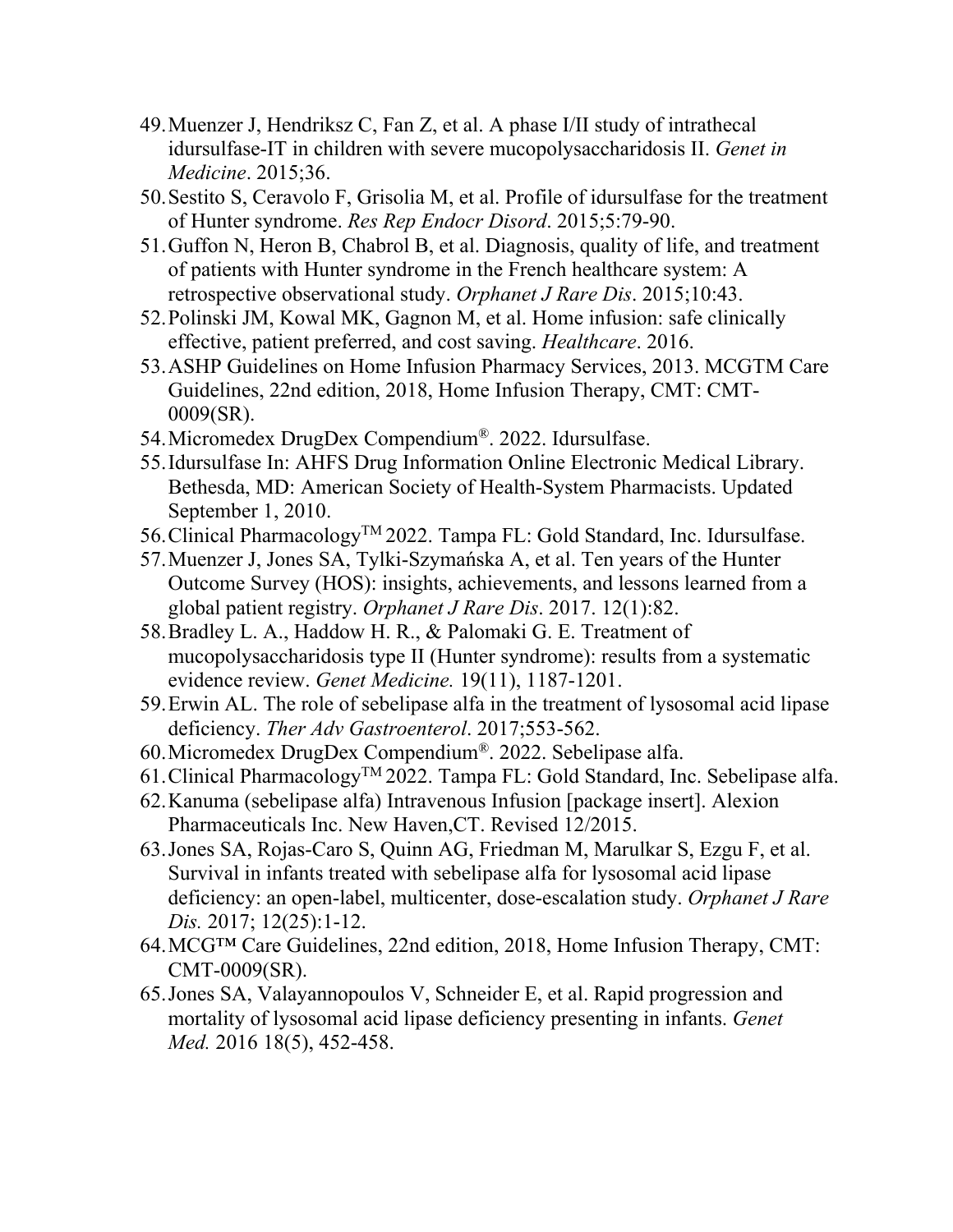49. Muenzer J, Hendriksz C, Fan Z, et al. A phase I/II study of intrathecal idursulfase-IT in children with severe mucopolysaccharidosis II. *Genet in Medicine*. 2015;36.
50. Sestito S, Ceravolo F, Grisolia M, et al. Profile of idursulfase for the treatment of Hunter syndrome. *Res Rep Endocr Disord*. 2015;5:79-90.
51. Guffon N, Heron B, Chabrol B, et al. Diagnosis, quality of life, and treatment of patients with Hunter syndrome in the French healthcare system: A retrospective observational study. *Orphanet J Rare Dis*. 2015;10:43.
52. Polinski JM, Kowal MK, Gagnon M, et al. Home infusion: safe clinically effective, patient preferred, and cost saving. *Healthcare*. 2016.
53. ASHP Guidelines on Home Infusion Pharmacy Services, 2013. MCGTM Care Guidelines, 22nd edition, 2018, Home Infusion Therapy, CMT: CMT-0009(SR).
54. Micromedex DrugDex Compendium®. 2022. Idursulfase.
55. Idursulfase In: AHFS Drug Information Online Electronic Medical Library. Bethesda, MD: American Society of Health-System Pharmacists. Updated September 1, 2010.
56. Clinical Pharmacology™ 2022. Tampa FL: Gold Standard, Inc. Idursulfase.
57. Muenzer J, Jones SA, Tylki-Szymańska A, et al. Ten years of the Hunter Outcome Survey (HOS): insights, achievements, and lessons learned from a global patient registry. *Orphanet J Rare Dis*. 2017. 12(1):82.
58. Bradley L. A., Haddow H. R., & Palomaki G. E. Treatment of mucopolysaccharidosis type II (Hunter syndrome): results from a systematic evidence review. *Genet Medicine.* 19(11), 1187-1201.
59. Erwin AL. The role of sebelipase alfa in the treatment of lysosomal acid lipase deficiency. *Ther Adv Gastroenterol*. 2017;553-562.
60. Micromedex DrugDex Compendium®. 2022. Sebelipase alfa.
61. Clinical Pharmacology™ 2022. Tampa FL: Gold Standard, Inc. Sebelipase alfa.
62. Kanuma (sebelipase alfa) Intravenous Infusion [package insert]. Alexion Pharmaceuticals Inc. New Haven,CT. Revised 12/2015.
63. Jones SA, Rojas-Caro S, Quinn AG, Friedman M, Marulkar S, Ezgu F, et al. Survival in infants treated with sebelipase alfa for lysosomal acid lipase deficiency: an open-label, multicenter, dose-escalation study. *Orphanet J Rare Dis.* 2017; 12(25):1-12.
64. MCG™ Care Guidelines, 22nd edition, 2018, Home Infusion Therapy, CMT: CMT-0009(SR).
65. Jones SA, Valayannopoulos V, Schneider E, et al. Rapid progression and mortality of lysosomal acid lipase deficiency presenting in infants. *Genet Med.* 2016 18(5), 452-458.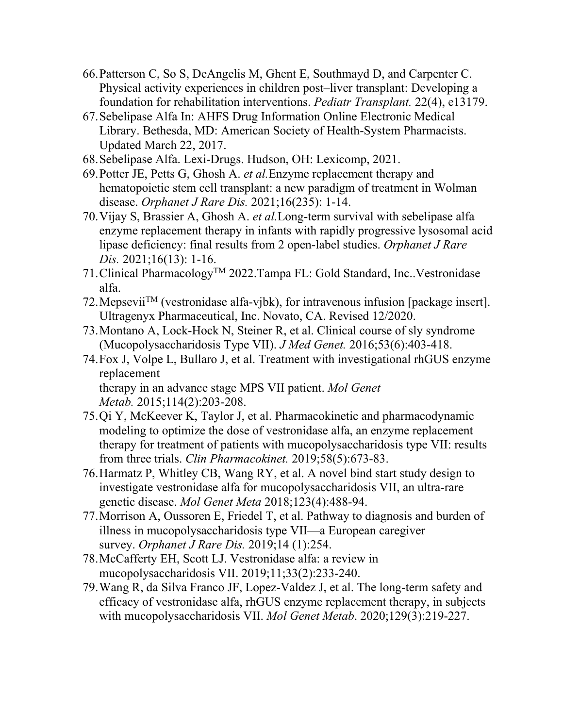66. Patterson C, So S, DeAngelis M, Ghent E, Southmayd D, and Carpenter C. Physical activity experiences in children post–liver transplant: Developing a foundation for rehabilitation interventions. *Pediatr Transplant.* 22(4), e13179.
67. Sebelipase Alfa In: AHFS Drug Information Online Electronic Medical Library. Bethesda, MD: American Society of Health-System Pharmacists. Updated March 22, 2017.
68. Sebelipase Alfa. Lexi-Drugs. Hudson, OH: Lexicomp, 2021.
69. Potter JE, Petts G, Ghosh A. *et al.*Enzyme replacement therapy and hematopoietic stem cell transplant: a new paradigm of treatment in Wolman disease. *Orphanet J Rare Dis.* 2021;16(235): 1-14.
70. Vijay S, Brassier A, Ghosh A. *et al.*Long-term survival with sebelipase alfa enzyme replacement therapy in infants with rapidly progressive lysosomal acid lipase deficiency: final results from 2 open-label studies. *Orphanet J Rare Dis.* 2021;16(13): 1-16.
71. Clinical Pharmacology™ 2022.Tampa FL: Gold Standard, Inc..Vestronidase alfa.
72. Mepsevii™ (vestronidase alfa-vjbk), for intravenous infusion [package insert]. Ultragenyx Pharmaceutical, Inc. Novato, CA. Revised 12/2020.
73. Montano A, Lock-Hock N, Steiner R, et al. Clinical course of sly syndrome (Mucopolysaccharidosis Type VII). *J Med Genet.* 2016;53(6):403-418.
74. Fox J, Volpe L, Bullaro J, et al. Treatment with investigational rhGUS enzyme replacement therapy in an advance stage MPS VII patient. *Mol Genet Metab.* 2015;114(2):203-208.
75. Qi Y, McKeever K, Taylor J, et al. Pharmacokinetic and pharmacodynamic modeling to optimize the dose of vestronidase alfa, an enzyme replacement therapy for treatment of patients with mucopolysaccharidosis type VII: results from three trials. *Clin Pharmacokinet.* 2019;58(5):673-83.
76. Harmatz P, Whitley CB, Wang RY, et al. A novel bind start study design to investigate vestronidase alfa for mucopolysaccharidosis VII, an ultra-rare genetic disease. *Mol Genet Meta* 2018;123(4):488-94.
77. Morrison A, Oussoren E, Friedel T, et al. Pathway to diagnosis and burden of illness in mucopolysaccharidosis type VII—a European caregiver survey. *Orphanet J Rare Dis.* 2019;14 (1):254.
78. McCafferty EH, Scott LJ. Vestronidase alfa: a review in mucopolysaccharidosis VII. 2019;11;33(2):233-240.
79. Wang R, da Silva Franco JF, Lopez-Valdez J, et al. The long-term safety and efficacy of vestronidase alfa, rhGUS enzyme replacement therapy, in subjects with mucopolysaccharidosis VII. *Mol Genet Metab*. 2020;129(3):219-227.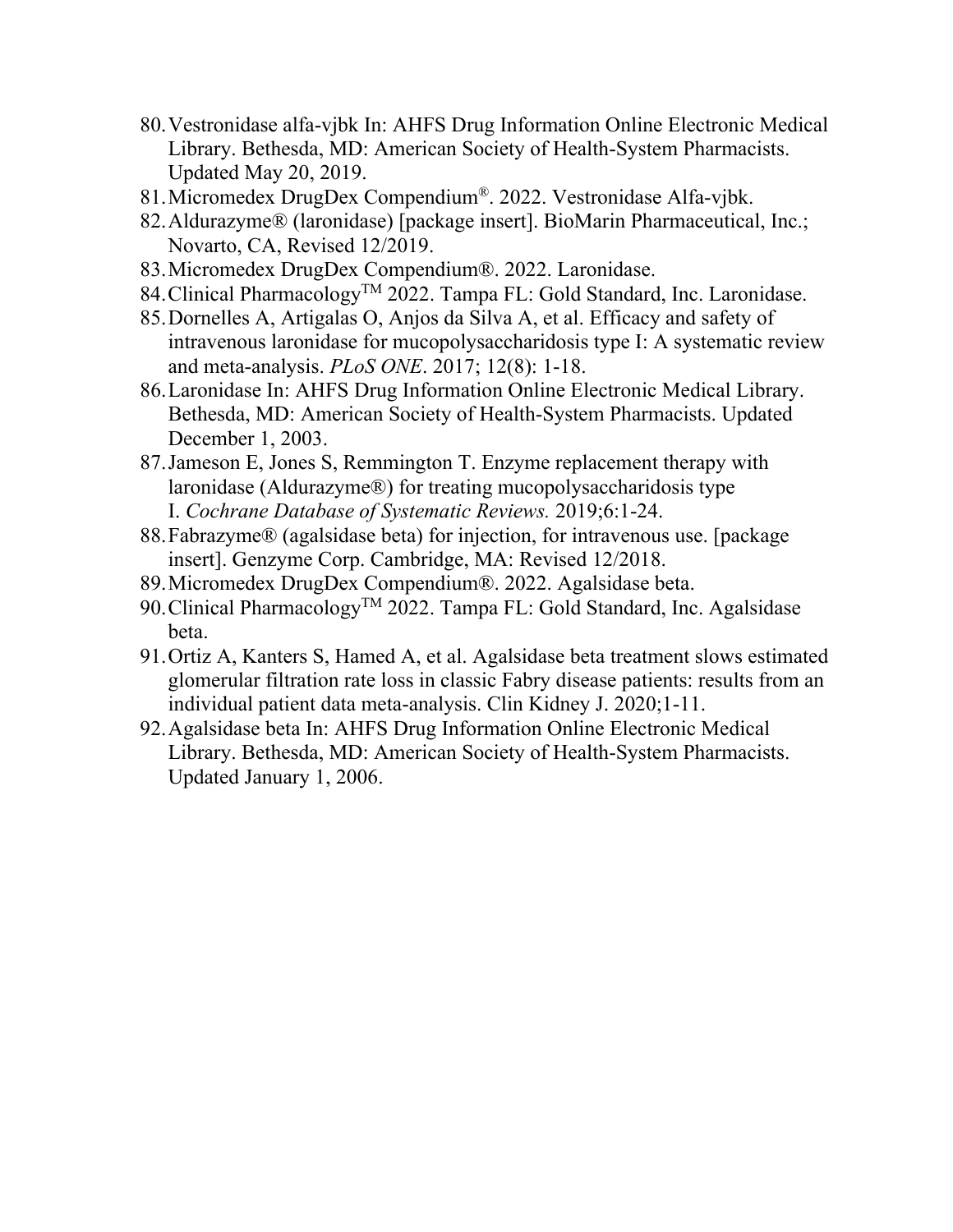80. Vestronidase alfa-vjbk In: AHFS Drug Information Online Electronic Medical Library. Bethesda, MD: American Society of Health-System Pharmacists. Updated May 20, 2019.
81. Micromedex DrugDex Compendium®. 2022. Vestronidase Alfa-vjbk.
82. Aldurazyme® (laronidase) [package insert]. BioMarin Pharmaceutical, Inc.; Novarto, CA, Revised 12/2019.
83. Micromedex DrugDex Compendium®. 2022. Laronidase.
84. Clinical Pharmacology™ 2022. Tampa FL: Gold Standard, Inc. Laronidase.
85. Dornelles A, Artigalas O, Anjos da Silva A, et al. Efficacy and safety of intravenous laronidase for mucopolysaccharidosis type I: A systematic review and meta-analysis. *PLoS ONE*. 2017; 12(8): 1-18.
86. Laronidase In: AHFS Drug Information Online Electronic Medical Library. Bethesda, MD: American Society of Health-System Pharmacists. Updated December 1, 2003.
87. Jameson E, Jones S, Remmington T. Enzyme replacement therapy with laronidase (Aldurazyme®) for treating mucopolysaccharidosis type I. *Cochrane Database of Systematic Reviews.* 2019;6:1-24.
88. Fabrazyme® (agalsidase beta) for injection, for intravenous use. [package insert]. Genzyme Corp. Cambridge, MA: Revised 12/2018.
89. Micromedex DrugDex Compendium®. 2022. Agalsidase beta.
90. Clinical Pharmacology™ 2022. Tampa FL: Gold Standard, Inc. Agalsidase beta.
91. Ortiz A, Kanters S, Hamed A, et al. Agalsidase beta treatment slows estimated glomerular filtration rate loss in classic Fabry disease patients: results from an individual patient data meta-analysis. Clin Kidney J. 2020;1-11.
92. Agalsidase beta In: AHFS Drug Information Online Electronic Medical Library. Bethesda, MD: American Society of Health-System Pharmacists. Updated January 1, 2006.